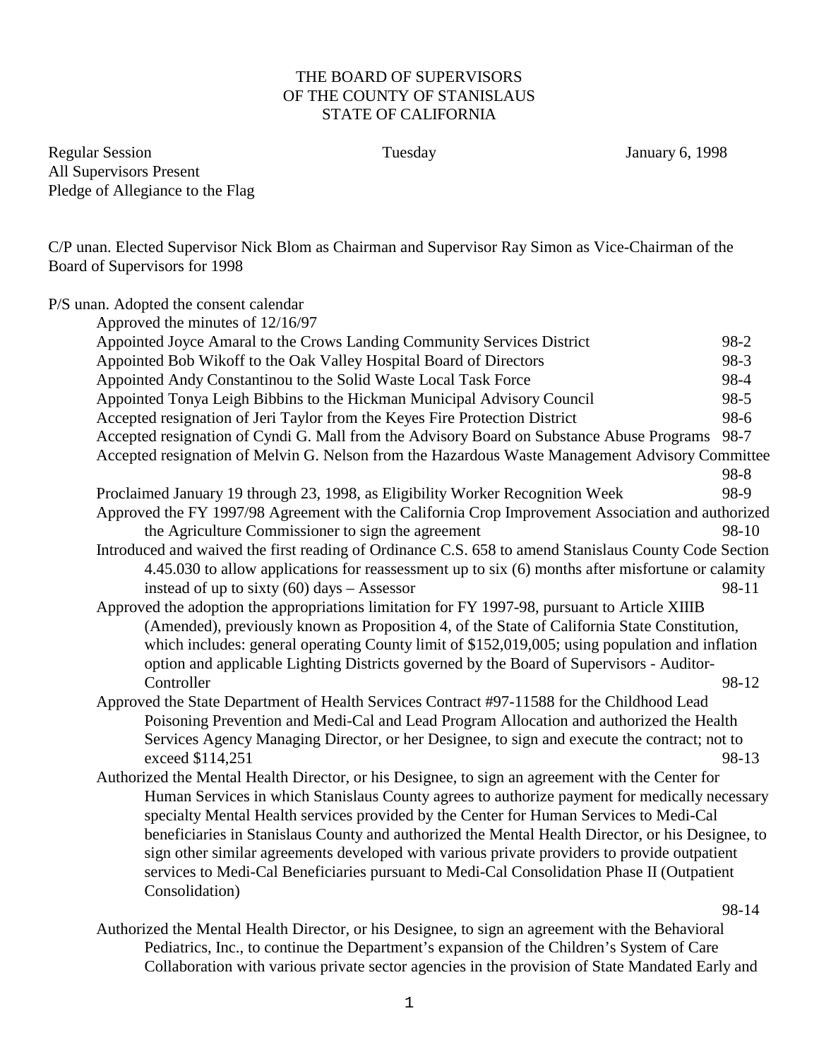THE BOARD OF SUPERVISORS
OF THE COUNTY OF STANISLAUS
STATE OF CALIFORNIA

Regular Session                    Tuesday                    January 6, 1998

All Supervisors Present

Pledge of Allegiance to the Flag

C/P unan. Elected Supervisor Nick Blom as Chairman and Supervisor Ray Simon as Vice-Chairman of the Board of Supervisors for 1998

P/S unan. Adopted the consent calendar

- Approved the minutes of 12/16/97
- Appointed Joyce Amaral to the Crows Landing Community Services District 98-2
- Appointed Bob Wikoff to the Oak Valley Hospital Board of Directors 98-3
- Appointed Andy Constantinou to the Solid Waste Local Task Force 98-4
- Appointed Tonya Leigh Bibbins to the Hickman Municipal Advisory Council 98-5
- Accepted resignation of Jeri Taylor from the Keyes Fire Protection District 98-6
- Accepted resignation of Cyndi G. Mall from the Advisory Board on Substance Abuse Programs 98-7
- Accepted resignation of Melvin G. Nelson from the Hazardous Waste Management Advisory Committee 98-8
- Proclaimed January 19 through 23, 1998, as Eligibility Worker Recognition Week 98-9
- Approved the FY 1997/98 Agreement with the California Crop Improvement Association and authorized the Agriculture Commissioner to sign the agreement 98-10
- Introduced and waived the first reading of Ordinance C.S. 658 to amend Stanislaus County Code Section 4.45.030 to allow applications for reassessment up to six (6) months after misfortune or calamity instead of up to sixty (60) days – Assessor 98-11
- Approved the adoption the appropriations limitation for FY 1997-98, pursuant to Article XIIIB (Amended), previously known as Proposition 4, of the State of California State Constitution, which includes: general operating County limit of $152,019,005; using population and inflation option and applicable Lighting Districts governed by the Board of Supervisors - Auditor-Controller 98-12
- Approved the State Department of Health Services Contract #97-11588 for the Childhood Lead Poisoning Prevention and Medi-Cal and Lead Program Allocation and authorized the Health Services Agency Managing Director, or her Designee, to sign and execute the contract; not to exceed $114,251 98-13
- Authorized the Mental Health Director, or his Designee, to sign an agreement with the Center for Human Services in which Stanislaus County agrees to authorize payment for medically necessary specialty Mental Health services provided by the Center for Human Services to Medi-Cal beneficiaries in Stanislaus County and authorized the Mental Health Director, or his Designee, to sign other similar agreements developed with various private providers to provide outpatient services to Medi-Cal Beneficiaries pursuant to Medi-Cal Consolidation Phase II (Outpatient Consolidation) 98-14
- Authorized the Mental Health Director, or his Designee, to sign an agreement with the Behavioral Pediatrics, Inc., to continue the Department's expansion of the Children's System of Care Collaboration with various private sector agencies in the provision of State Mandated Early and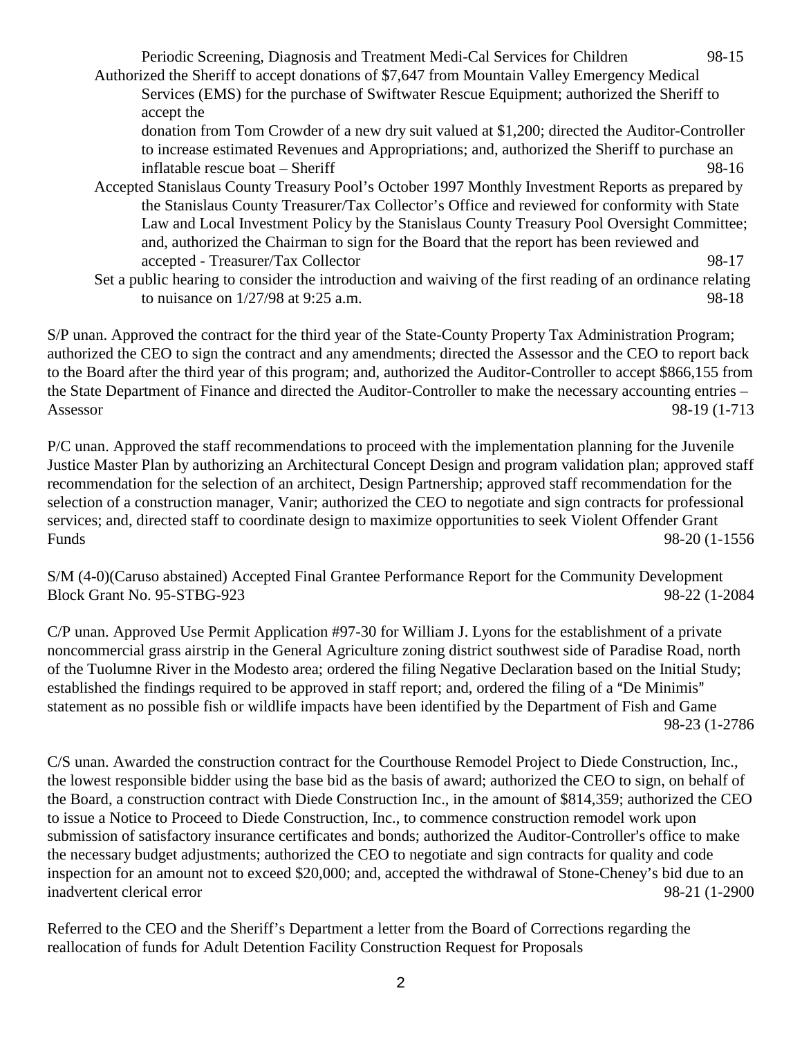Periodic Screening, Diagnosis and Treatment Medi-Cal Services for Children 98-15

Authorized the Sheriff to accept donations of $7,647 from Mountain Valley Emergency Medical Services (EMS) for the purchase of Swiftwater Rescue Equipment; authorized the Sheriff to accept the donation from Tom Crowder of a new dry suit valued at $1,200; directed the Auditor-Controller to increase estimated Revenues and Appropriations; and, authorized the Sheriff to purchase an inflatable rescue boat – Sheriff 98-16

Accepted Stanislaus County Treasury Pool's October 1997 Monthly Investment Reports as prepared by the Stanislaus County Treasurer/Tax Collector's Office and reviewed for conformity with State Law and Local Investment Policy by the Stanislaus County Treasury Pool Oversight Committee; and, authorized the Chairman to sign for the Board that the report has been reviewed and accepted - Treasurer/Tax Collector 98-17

Set a public hearing to consider the introduction and waiving of the first reading of an ordinance relating to nuisance on 1/27/98 at 9:25 a.m. 98-18

S/P unan. Approved the contract for the third year of the State-County Property Tax Administration Program; authorized the CEO to sign the contract and any amendments; directed the Assessor and the CEO to report back to the Board after the third year of this program; and, authorized the Auditor-Controller to accept $866,155 from the State Department of Finance and directed the Auditor-Controller to make the necessary accounting entries – Assessor 98-19 (1-713

P/C unan. Approved the staff recommendations to proceed with the implementation planning for the Juvenile Justice Master Plan by authorizing an Architectural Concept Design and program validation plan; approved staff recommendation for the selection of an architect, Design Partnership; approved staff recommendation for the selection of a construction manager, Vanir; authorized the CEO to negotiate and sign contracts for professional services; and, directed staff to coordinate design to maximize opportunities to seek Violent Offender Grant Funds 98-20 (1-1556

S/M (4-0)(Caruso abstained) Accepted Final Grantee Performance Report for the Community Development Block Grant No. 95-STBG-923 98-22 (1-2084

C/P unan. Approved Use Permit Application #97-30 for William J. Lyons for the establishment of a private noncommercial grass airstrip in the General Agriculture zoning district southwest side of Paradise Road, north of the Tuolumne River in the Modesto area; ordered the filing Negative Declaration based on the Initial Study; established the findings required to be approved in staff report; and, ordered the filing of a "De Minimis" statement as no possible fish or wildlife impacts have been identified by the Department of Fish and Game 98-23 (1-2786

C/S unan. Awarded the construction contract for the Courthouse Remodel Project to Diede Construction, Inc., the lowest responsible bidder using the base bid as the basis of award; authorized the CEO to sign, on behalf of the Board, a construction contract with Diede Construction Inc., in the amount of $814,359; authorized the CEO to issue a Notice to Proceed to Diede Construction, Inc., to commence construction remodel work upon submission of satisfactory insurance certificates and bonds; authorized the Auditor-Controller's office to make the necessary budget adjustments; authorized the CEO to negotiate and sign contracts for quality and code inspection for an amount not to exceed $20,000; and, accepted the withdrawal of Stone-Cheney's bid due to an inadvertent clerical error 98-21 (1-2900

Referred to the CEO and the Sheriff's Department a letter from the Board of Corrections regarding the reallocation of funds for Adult Detention Facility Construction Request for Proposals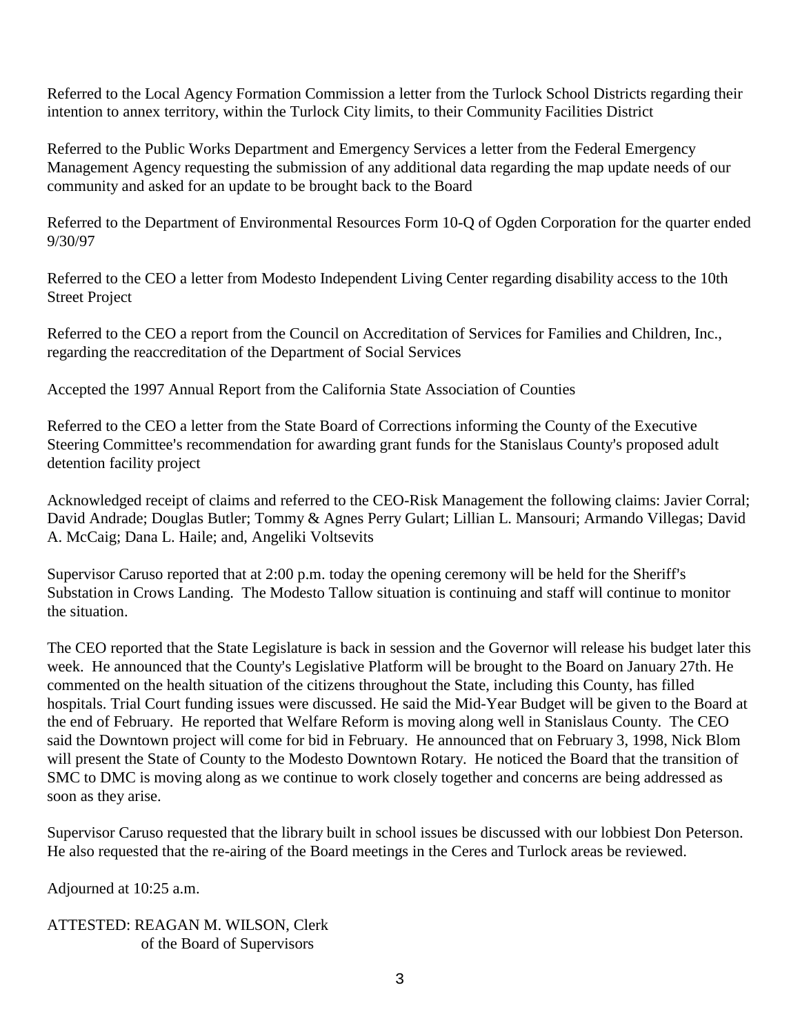Referred to the Local Agency Formation Commission a letter from the Turlock School Districts regarding their intention to annex territory, within the Turlock City limits, to their Community Facilities District

Referred to the Public Works Department and Emergency Services a letter from the Federal Emergency Management Agency requesting the submission of any additional data regarding the map update needs of our community and asked for an update to be brought back to the Board

Referred to the Department of Environmental Resources Form 10-Q of Ogden Corporation for the quarter ended 9/30/97

Referred to the CEO a letter from Modesto Independent Living Center regarding disability access to the 10th Street Project

Referred to the CEO a report from the Council on Accreditation of Services for Families and Children, Inc., regarding the reaccreditation of the Department of Social Services

Accepted the 1997 Annual Report from the California State Association of Counties

Referred to the CEO a letter from the State Board of Corrections informing the County of the Executive Steering Committee's recommendation for awarding grant funds for the Stanislaus County's proposed adult detention facility project

Acknowledged receipt of claims and referred to the CEO-Risk Management the following claims: Javier Corral; David Andrade; Douglas Butler; Tommy & Agnes Perry Gulart; Lillian L. Mansouri; Armando Villegas; David A. McCaig; Dana L. Haile; and, Angeliki Voltsevits

Supervisor Caruso reported that at 2:00 p.m. today the opening ceremony will be held for the Sheriff's Substation in Crows Landing. The Modesto Tallow situation is continuing and staff will continue to monitor the situation.

The CEO reported that the State Legislature is back in session and the Governor will release his budget later this week. He announced that the County's Legislative Platform will be brought to the Board on January 27th. He commented on the health situation of the citizens throughout the State, including this County, has filled hospitals. Trial Court funding issues were discussed. He said the Mid-Year Budget will be given to the Board at the end of February. He reported that Welfare Reform is moving along well in Stanislaus County. The CEO said the Downtown project will come for bid in February. He announced that on February 3, 1998, Nick Blom will present the State of County to the Modesto Downtown Rotary. He noticed the Board that the transition of SMC to DMC is moving along as we continue to work closely together and concerns are being addressed as soon as they arise.

Supervisor Caruso requested that the library built in school issues be discussed with our lobbiest Don Peterson. He also requested that the re-airing of the Board meetings in the Ceres and Turlock areas be reviewed.

Adjourned at 10:25 a.m.

ATTESTED: REAGAN M. WILSON, Clerk
of the Board of Supervisors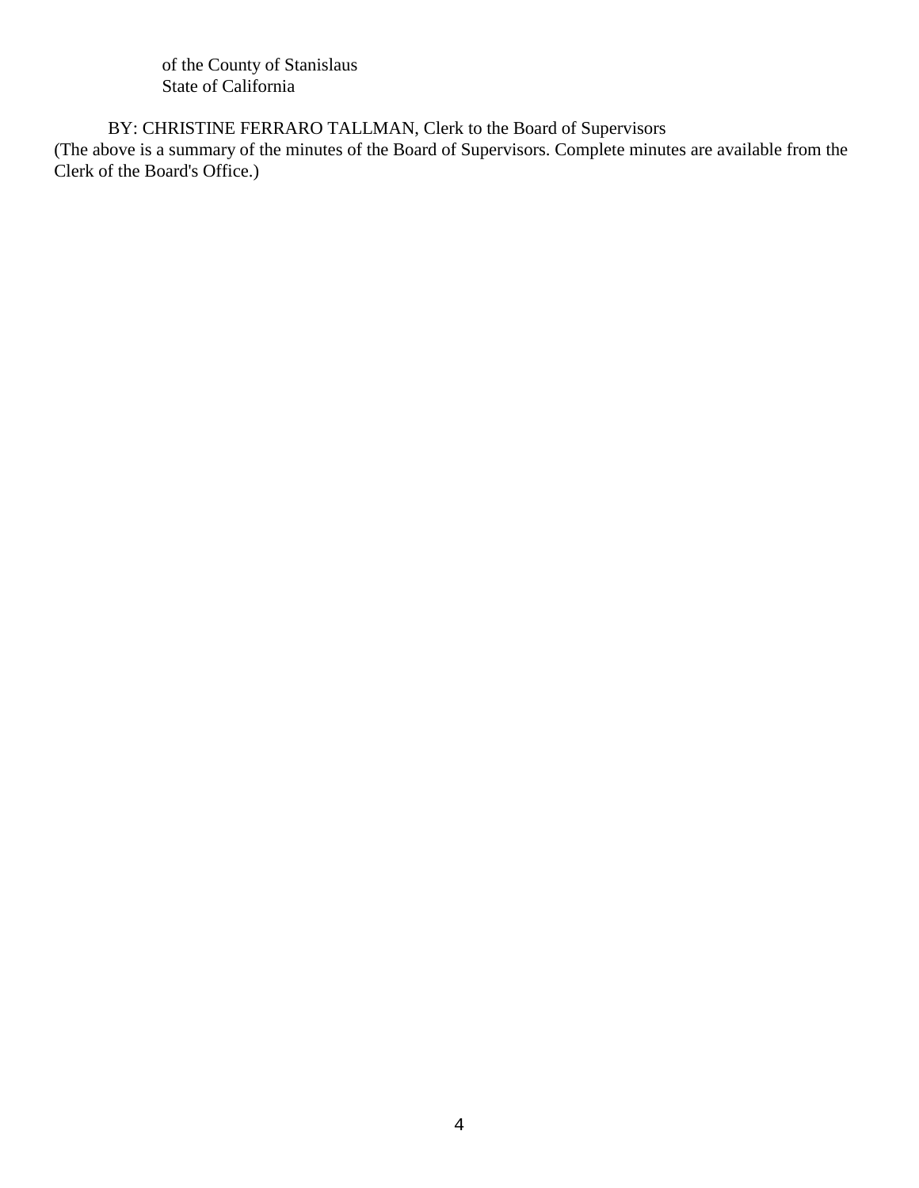of the County of Stanislaus
State of California

BY: CHRISTINE FERRARO TALLMAN, Clerk to the Board of Supervisors

(The above is a summary of the minutes of the Board of Supervisors. Complete minutes are available from the Clerk of the Board's Office.)